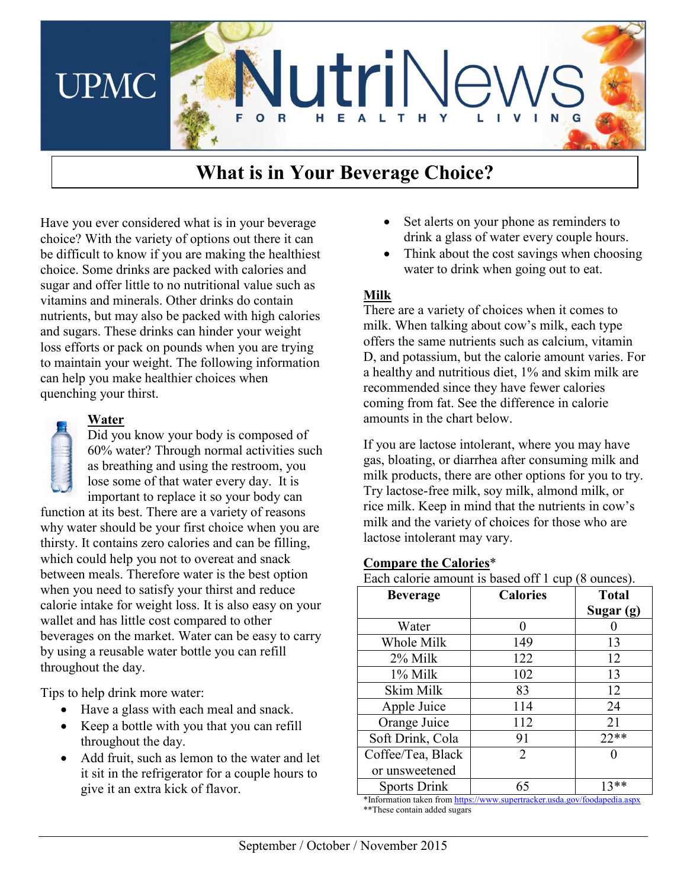# UPMC NutriNews

FOR HEALTHY LIVING

## What is in Your Beverage Choice?

Have you ever considered what is in your beverage choice? With the variety of options out there it can be difficult to know if you are making the healthiest choice. Some drinks are packed with calories and sugar and offer little to no nutritional value such as vitamins and minerals. Other drinks do contain nutrients, but may also be packed with high calories and sugars. These drinks can hinder your weight loss efforts or pack on pounds when you are trying to maintain your weight. The following information can help you make healthier choices when quenching your thirst.

### Water

Did you know your body is composed of 60% water? Through normal activities such as breathing and using the restroom, you lose some of that water every day. It is important to replace it so your body can function at its best. There are a variety of reasons why water should be your first choice when you are thirsty. It contains zero calories and can be filling, which could help you not to overeat and snack between meals. Therefore water is the best option when you need to satisfy your thirst and reduce calorie intake for weight loss. It is also easy on your wallet and has little cost compared to other beverages on the market. Water can be easy to carry by using a reusable water bottle you can refill throughout the day.

Tips to help drink more water:

- Have a glass with each meal and snack.
- Keep a bottle with you that you can refill throughout the day.
- Add fruit, such as lemon to the water and let it sit in the refrigerator for a couple hours to give it an extra kick of flavor.
- Set alerts on your phone as reminders to drink a glass of water every couple hours.
- Think about the cost savings when choosing water to drink when going out to eat.

### Milk

There are a variety of choices when it comes to milk. When talking about cow's milk, each type offers the same nutrients such as calcium, vitamin D, and potassium, but the calorie amount varies. For a healthy and nutritious diet, 1% and skim milk are recommended since they have fewer calories coming from fat. See the difference in calorie amounts in the chart below.

If you are lactose intolerant, where you may have gas, bloating, or diarrhea after consuming milk and milk products, there are other options for you to try. Try lactose-free milk, soy milk, almond milk, or rice milk. Keep in mind that the nutrients in cow's milk and the variety of choices for those who are lactose intolerant may vary.

### Compare the Calories*

Each calorie amount is based off 1 cup (8 ounces).

| Beverage | Calories | Total Sugar (g) |
|---|---|---|
| Water | 0 | 0 |
| Whole Milk | 149 | 13 |
| 2% Milk | 122 | 12 |
| 1% Milk | 102 | 13 |
| Skim Milk | 83 | 12 |
| Apple Juice | 114 | 24 |
| Orange Juice | 112 | 21 |
| Soft Drink, Cola | 91 | 22** |
| Coffee/Tea, Black or unsweetened | 2 | 0 |
| Sports Drink | 65 | 13** |

*Information taken from https://www.supertracker.usda.gov/foodapedia.aspx

**These contain added sugars

September / October / November 2015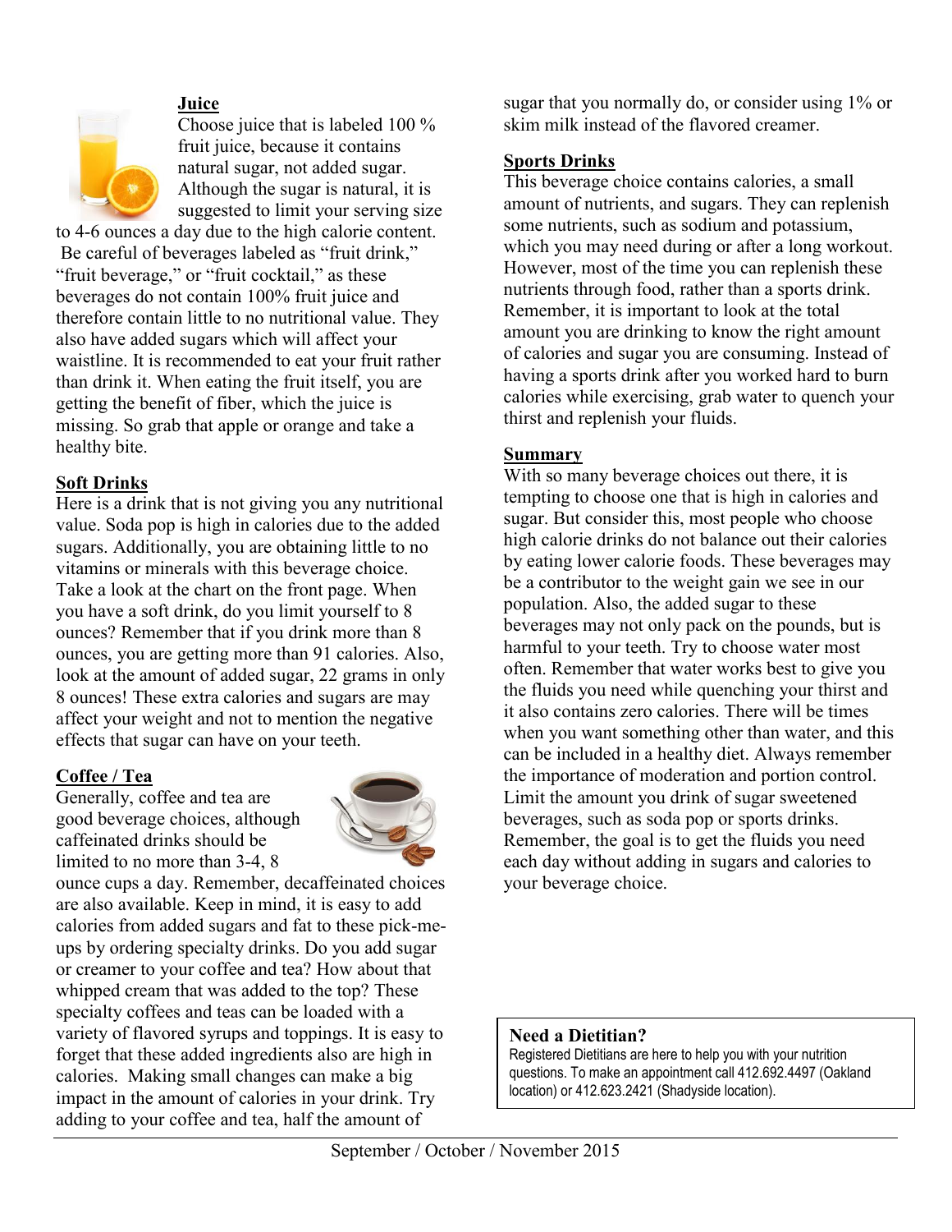## Juice

Choose juice that is labeled 100 % fruit juice, because it contains natural sugar, not added sugar. Although the sugar is natural, it is suggested to limit your serving size to 4-6 ounces a day due to the high calorie content. Be careful of beverages labeled as "fruit drink," "fruit beverage," or "fruit cocktail," as these beverages do not contain 100% fruit juice and therefore contain little to no nutritional value. They also have added sugars which will affect your waistline. It is recommended to eat your fruit rather than drink it. When eating the fruit itself, you are getting the benefit of fiber, which the juice is missing. So grab that apple or orange and take a healthy bite.

## Soft Drinks

Here is a drink that is not giving you any nutritional value. Soda pop is high in calories due to the added sugars. Additionally, you are obtaining little to no vitamins or minerals with this beverage choice. Take a look at the chart on the front page. When you have a soft drink, do you limit yourself to 8 ounces? Remember that if you drink more than 8 ounces, you are getting more than 91 calories. Also, look at the amount of added sugar, 22 grams in only 8 ounces! These extra calories and sugars are may affect your weight and not to mention the negative effects that sugar can have on your teeth.

## Coffee / Tea

Generally, coffee and tea are good beverage choices, although caffeinated drinks should be limited to no more than 3-4, 8 ounce cups a day. Remember, decaffeinated choices are also available. Keep in mind, it is easy to add calories from added sugars and fat to these pick-me-ups by ordering specialty drinks. Do you add sugar or creamer to your coffee and tea? How about that whipped cream that was added to the top? These specialty coffees and teas can be loaded with a variety of flavored syrups and toppings. It is easy to forget that these added ingredients also are high in calories. Making small changes can make a big impact in the amount of calories in your drink. Try adding to your coffee and tea, half the amount of sugar that you normally do, or consider using 1% or skim milk instead of the flavored creamer.

## Sports Drinks

This beverage choice contains calories, a small amount of nutrients, and sugars. They can replenish some nutrients, such as sodium and potassium, which you may need during or after a long workout. However, most of the time you can replenish these nutrients through food, rather than a sports drink. Remember, it is important to look at the total amount you are drinking to know the right amount of calories and sugar you are consuming. Instead of having a sports drink after you worked hard to burn calories while exercising, grab water to quench your thirst and replenish your fluids.

## Summary

With so many beverage choices out there, it is tempting to choose one that is high in calories and sugar. But consider this, most people who choose high calorie drinks do not balance out their calories by eating lower calorie foods. These beverages may be a contributor to the weight gain we see in our population. Also, the added sugar to these beverages may not only pack on the pounds, but is harmful to your teeth. Try to choose water most often. Remember that water works best to give you the fluids you need while quenching your thirst and it also contains zero calories. There will be times when you want something other than water, and this can be included in a healthy diet. Always remember the importance of moderation and portion control. Limit the amount you drink of sugar sweetened beverages, such as soda pop or sports drinks. Remember, the goal is to get the fluids you need each day without adding in sugars and calories to your beverage choice.

**Need a Dietitian?**

Registered Dietitians are here to help you with your nutrition questions. To make an appointment call 412.692.4497 (Oakland location) or 412.623.2421 (Shadyside location).

September / October / November 2015